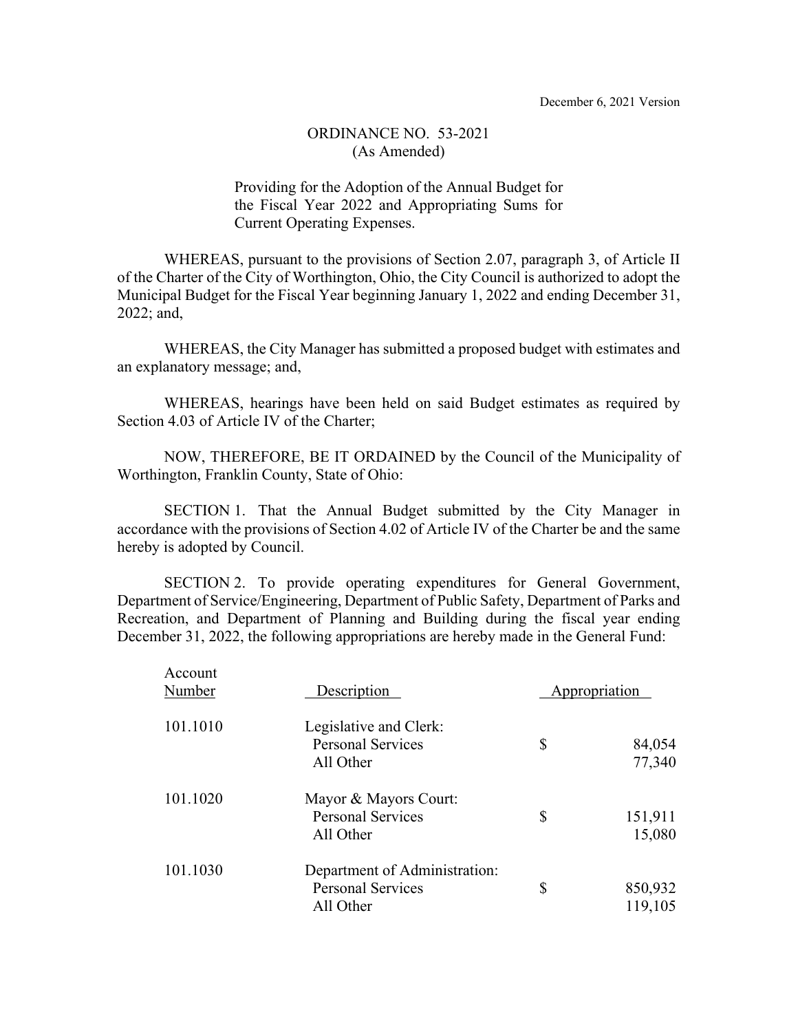December 6, 2021 Version

# ORDINANCE NO. 53-2021
(As Amended)

Providing for the Adoption of the Annual Budget for the Fiscal Year 2022 and Appropriating Sums for Current Operating Expenses.

WHEREAS, pursuant to the provisions of Section 2.07, paragraph 3, of Article II of the Charter of the City of Worthington, Ohio, the City Council is authorized to adopt the Municipal Budget for the Fiscal Year beginning January 1, 2022 and ending December 31, 2022; and,

WHEREAS, the City Manager has submitted a proposed budget with estimates and an explanatory message; and,

WHEREAS, hearings have been held on said Budget estimates as required by Section 4.03 of Article IV of the Charter;

NOW, THEREFORE, BE IT ORDAINED by the Council of the Municipality of Worthington, Franklin County, State of Ohio:

SECTION 1. That the Annual Budget submitted by the City Manager in accordance with the provisions of Section 4.02 of Article IV of the Charter be and the same hereby is adopted by Council.

SECTION 2. To provide operating expenditures for General Government, Department of Service/Engineering, Department of Public Safety, Department of Parks and Recreation, and Department of Planning and Building during the fiscal year ending December 31, 2022, the following appropriations are hereby made in the General Fund:

| Account Number | Description | Appropriation |
|---|---|---|
| 101.1010 | Legislative and Clerk: | |
| | Personal Services | $ 84,054 |
| | All Other | 77,340 |
| 101.1020 | Mayor & Mayors Court: | |
| | Personal Services | $ 151,911 |
| | All Other | 15,080 |
| 101.1030 | Department of Administration: | |
| | Personal Services | $ 850,932 |
| | All Other | 119,105 |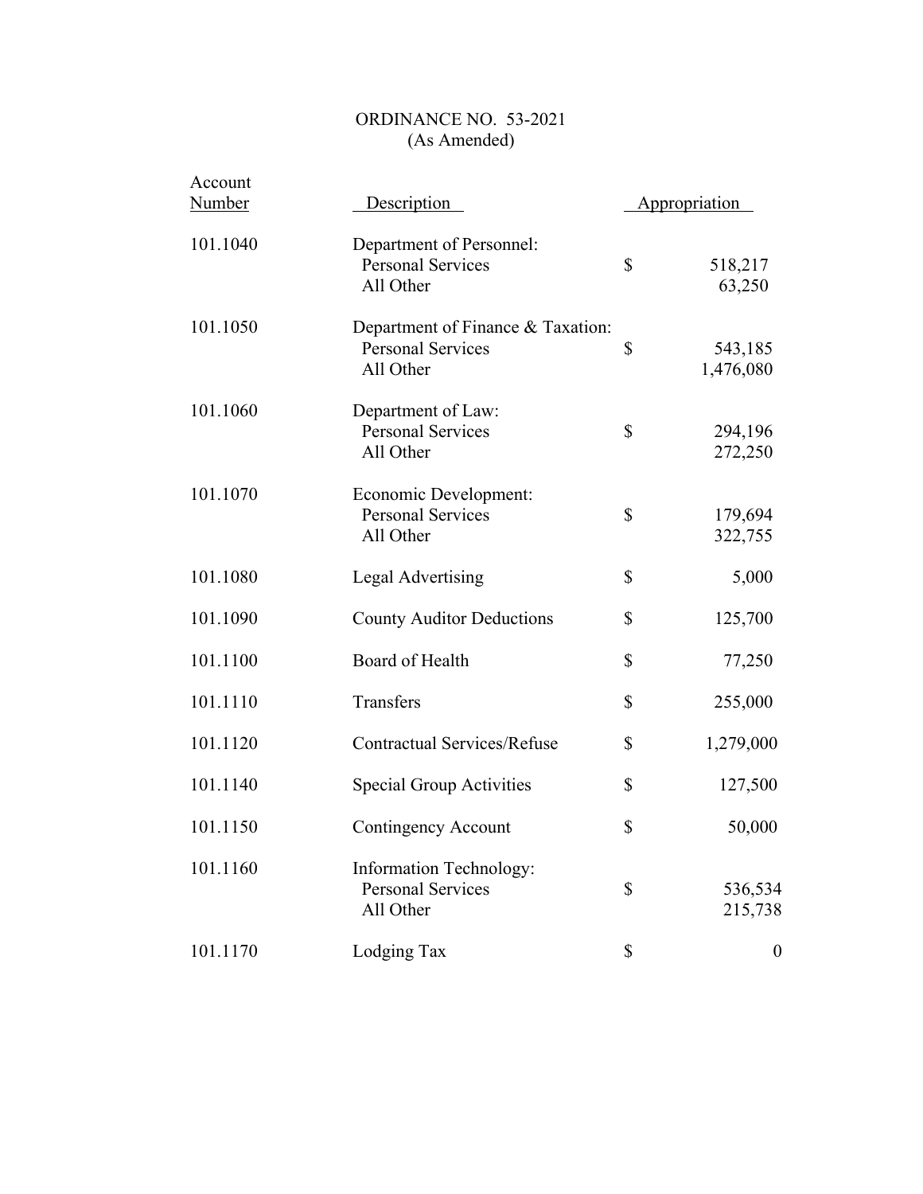ORDINANCE NO. 53-2021
(As Amended)

| Account Number | Description | | Appropriation |
|---|---|---|---|
| 101.1040 | Department of Personnel: | | |
| | Personal Services | $ | 518,217 |
| | All Other | | 63,250 |
| 101.1050 | Department of Finance & Taxation: | | |
| | Personal Services | $ | 543,185 |
| | All Other | | 1,476,080 |
| 101.1060 | Department of Law: | | |
| | Personal Services | $ | 294,196 |
| | All Other | | 272,250 |
| 101.1070 | Economic Development: | | |
| | Personal Services | $ | 179,694 |
| | All Other | | 322,755 |
| 101.1080 | Legal Advertising | $ | 5,000 |
| 101.1090 | County Auditor Deductions | $ | 125,700 |
| 101.1100 | Board of Health | $ | 77,250 |
| 101.1110 | Transfers | $ | 255,000 |
| 101.1120 | Contractual Services/Refuse | $ | 1,279,000 |
| 101.1140 | Special Group Activities | $ | 127,500 |
| 101.1150 | Contingency Account | $ | 50,000 |
| 101.1160 | Information Technology: | | |
| | Personal Services | $ | 536,534 |
| | All Other | | 215,738 |
| 101.1170 | Lodging Tax | $ | 0 |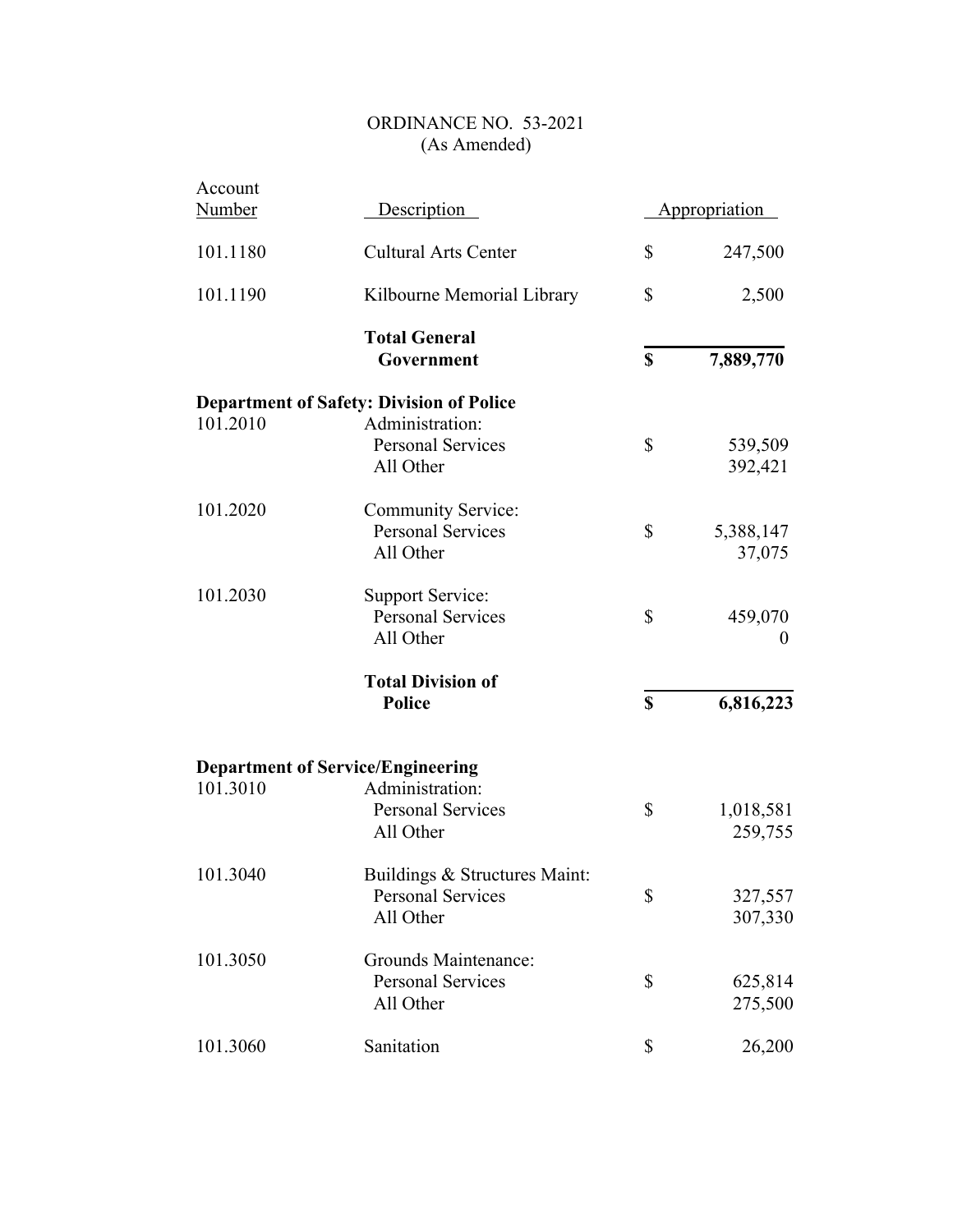ORDINANCE NO. 53-2021
(As Amended)

| Account Number | Description | | Appropriation |
|---|---|---|---|
| 101.1180 | Cultural Arts Center | $ | 247,500 |
| 101.1190 | Kilbourne Memorial Library | $ | 2,500 |
| | **Total General Government** | **$** | **7,889,770** |
| **Department of Safety: Division of Police** | | | |
| 101.2010 | Administration: | | |
| | Personal Services | $ | 539,509 |
| | All Other | | 392,421 |
| 101.2020 | Community Service: | | |
| | Personal Services | $ | 5,388,147 |
| | All Other | | 37,075 |
| 101.2030 | Support Service: | | |
| | Personal Services | $ | 459,070 |
| | All Other | | 0 |
| | **Total Division of Police** | **$** | **6,816,223** |
| **Department of Service/Engineering** | | | |
| 101.3010 | Administration: | | |
| | Personal Services | $ | 1,018,581 |
| | All Other | | 259,755 |
| 101.3040 | Buildings & Structures Maint: | | |
| | Personal Services | $ | 327,557 |
| | All Other | | 307,330 |
| 101.3050 | Grounds Maintenance: | | |
| | Personal Services | $ | 625,814 |
| | All Other | | 275,500 |
| 101.3060 | Sanitation | $ | 26,200 |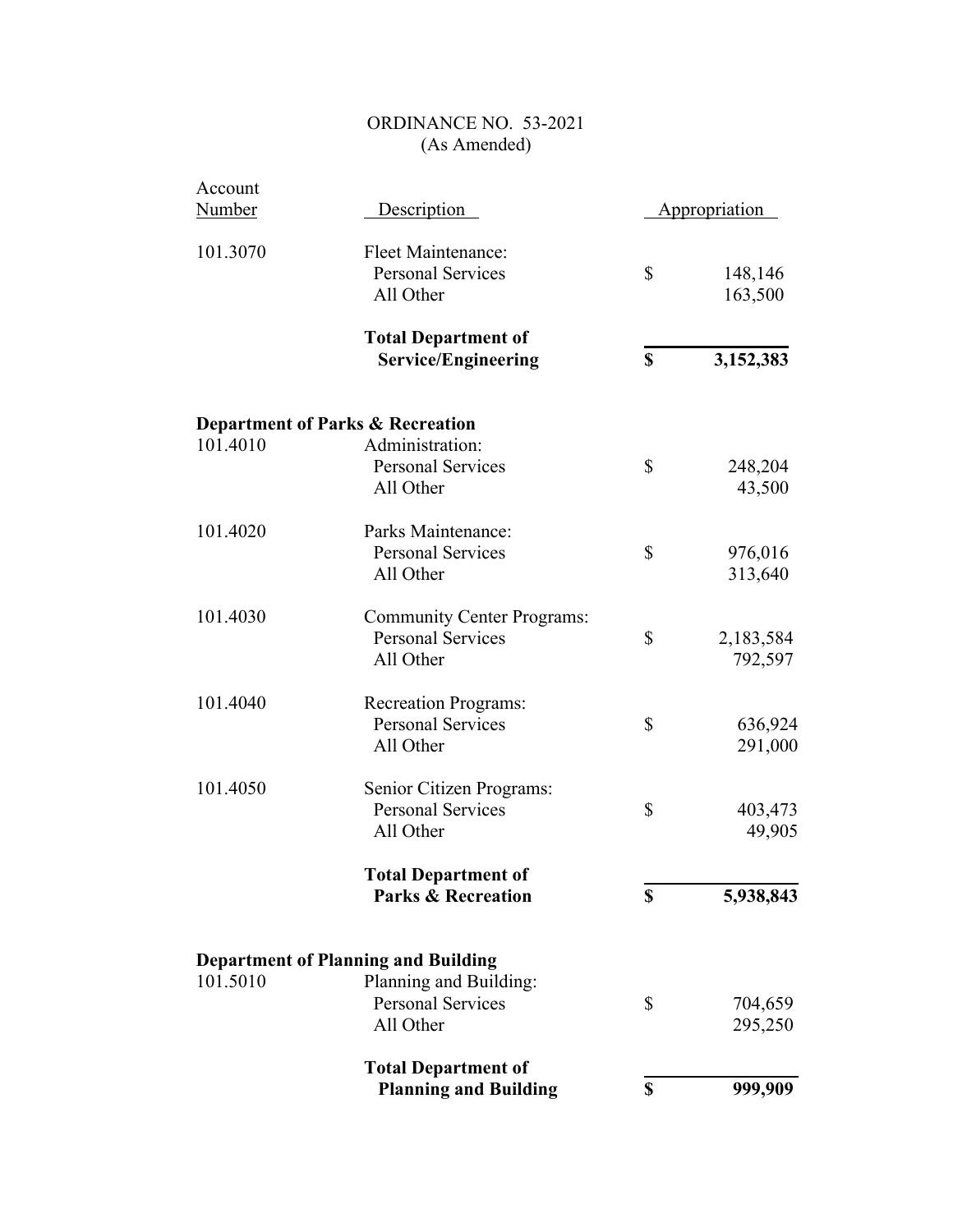ORDINANCE NO. 53-2021
(As Amended)

| Account Number | Description | Appropriation |
|---|---|---|
| 101.3070 | Fleet Maintenance: | |
| | Personal Services | $ 148,146 |
| | All Other | 163,500 |
| | **Total Department of Service/Engineering** | **$ 3,152,383** |
| **Department of Parks & Recreation** | | |
| 101.4010 | Administration: | |
| | Personal Services | $ 248,204 |
| | All Other | 43,500 |
| 101.4020 | Parks Maintenance: | |
| | Personal Services | $ 976,016 |
| | All Other | 313,640 |
| 101.4030 | Community Center Programs: | |
| | Personal Services | $ 2,183,584 |
| | All Other | 792,597 |
| 101.4040 | Recreation Programs: | |
| | Personal Services | $ 636,924 |
| | All Other | 291,000 |
| 101.4050 | Senior Citizen Programs: | |
| | Personal Services | $ 403,473 |
| | All Other | 49,905 |
| | **Total Department of Parks & Recreation** | **$ 5,938,843** |
| **Department of Planning and Building** | | |
| 101.5010 | Planning and Building: | |
| | Personal Services | $ 704,659 |
| | All Other | 295,250 |
| | **Total Department of Planning and Building** | **$ 999,909** |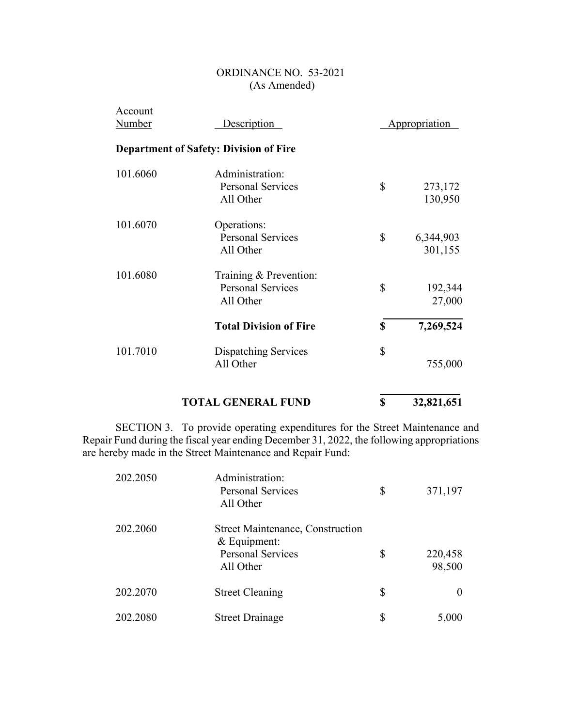ORDINANCE NO. 53-2021
(As Amended)

| Account Number | Description | | Appropriation |
|---|---|---|---|
| **Department of Safety: Division of Fire** | | | |
| 101.6060 | Administration: | | |
| | Personal Services | $ | 273,172 |
| | All Other | | 130,950 |
| 101.6070 | Operations: | | |
| | Personal Services | $ | 6,344,903 |
| | All Other | | 301,155 |
| 101.6080 | Training & Prevention: | | |
| | Personal Services | $ | 192,344 |
| | All Other | | 27,000 |
| | **Total Division of Fire** | **$** | **7,269,524** |
| 101.7010 | Dispatching Services | $ | |
| | All Other | | 755,000 |
| | **TOTAL GENERAL FUND** | **$** | **32,821,651** |

SECTION 3. To provide operating expenditures for the Street Maintenance and Repair Fund during the fiscal year ending December 31, 2022, the following appropriations are hereby made in the Street Maintenance and Repair Fund:

| Account Number | Description | | Appropriation |
|---|---|---|---|
| 202.2050 | Administration: | | |
| | Personal Services | $ | 371,197 |
| | All Other | | |
| 202.2060 | Street Maintenance, Construction & Equipment: | | |
| | Personal Services | $ | 220,458 |
| | All Other | | 98,500 |
| 202.2070 | Street Cleaning | $ | 0 |
| 202.2080 | Street Drainage | $ | 5,000 |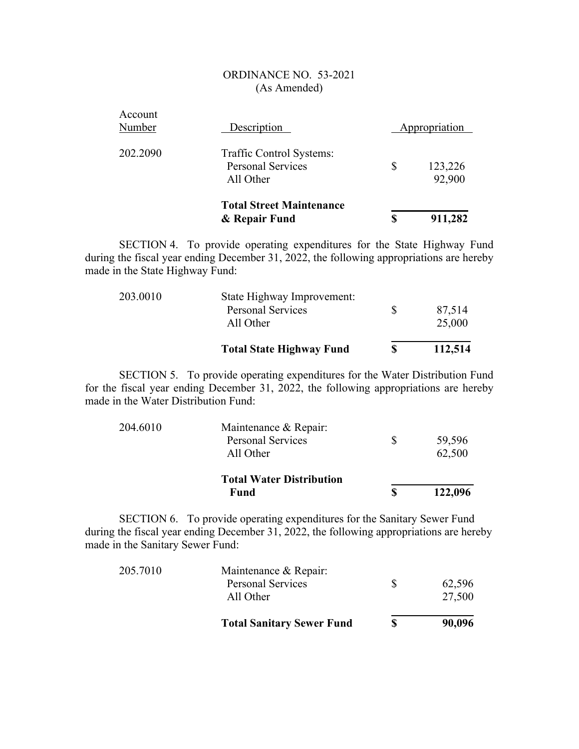ORDINANCE NO. 53-2021
(As Amended)

| Account Number | Description | Appropriation |
|---|---|---|
| 202.2090 | Traffic Control Systems: | |
| | Personal Services | $ 123,226 |
| | All Other | 92,900 |
| | **Total Street Maintenance & Repair Fund** | **$ 911,282** |

SECTION 4. To provide operating expenditures for the State Highway Fund during the fiscal year ending December 31, 2022, the following appropriations are hereby made in the State Highway Fund:

| Account Number | Description | Appropriation |
|---|---|---|
| 203.0010 | State Highway Improvement: | |
| | Personal Services | $ 87,514 |
| | All Other | 25,000 |
| | **Total State Highway Fund** | **$ 112,514** |

SECTION 5. To provide operating expenditures for the Water Distribution Fund for the fiscal year ending December 31, 2022, the following appropriations are hereby made in the Water Distribution Fund:

| Account Number | Description | Appropriation |
|---|---|---|
| 204.6010 | Maintenance & Repair: | |
| | Personal Services | $ 59,596 |
| | All Other | 62,500 |
| | **Total Water Distribution Fund** | **$ 122,096** |

SECTION 6. To provide operating expenditures for the Sanitary Sewer Fund during the fiscal year ending December 31, 2022, the following appropriations are hereby made in the Sanitary Sewer Fund:

| Account Number | Description | Appropriation |
|---|---|---|
| 205.7010 | Maintenance & Repair: | |
| | Personal Services | $ 62,596 |
| | All Other | 27,500 |
| | **Total Sanitary Sewer Fund** | **$ 90,096** |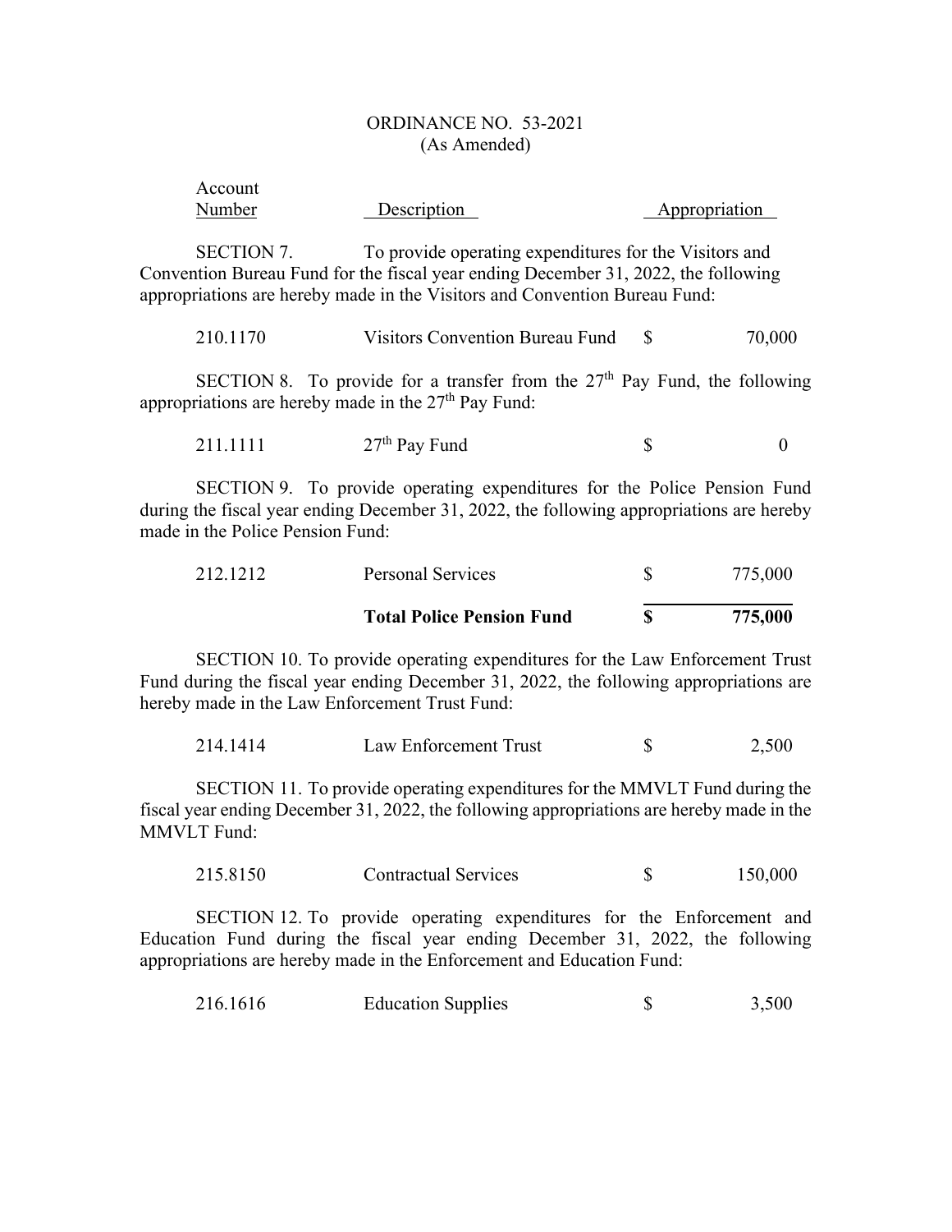ORDINANCE NO. 53-2021
(As Amended)

| Account Number | Description | Appropriation |
|---|---|---|

SECTION 7. To provide operating expenditures for the Visitors and Convention Bureau Fund for the fiscal year ending December 31, 2022, the following appropriations are hereby made in the Visitors and Convention Bureau Fund:

| | | |
|---|---|---|
| 210.1170 | Visitors Convention Bureau Fund | $ 70,000 |

SECTION 8. To provide for a transfer from the 27th Pay Fund, the following appropriations are hereby made in the 27th Pay Fund:

| | | |
|---|---|---|
| 211.1111 | 27th Pay Fund | $ 0 |

SECTION 9. To provide operating expenditures for the Police Pension Fund during the fiscal year ending December 31, 2022, the following appropriations are hereby made in the Police Pension Fund:

| | | |
|---|---|---|
| 212.1212 | Personal Services | $ 775,000 |
| | **Total Police Pension Fund** | **$ 775,000** |

SECTION 10. To provide operating expenditures for the Law Enforcement Trust Fund during the fiscal year ending December 31, 2022, the following appropriations are hereby made in the Law Enforcement Trust Fund:

| | | |
|---|---|---|
| 214.1414 | Law Enforcement Trust | $ 2,500 |

SECTION 11. To provide operating expenditures for the MMVLT Fund during the fiscal year ending December 31, 2022, the following appropriations are hereby made in the MMVLT Fund:

| | | |
|---|---|---|
| 215.8150 | Contractual Services | $ 150,000 |

SECTION 12. To provide operating expenditures for the Enforcement and Education Fund during the fiscal year ending December 31, 2022, the following appropriations are hereby made in the Enforcement and Education Fund:

| | | |
|---|---|---|
| 216.1616 | Education Supplies | $ 3,500 |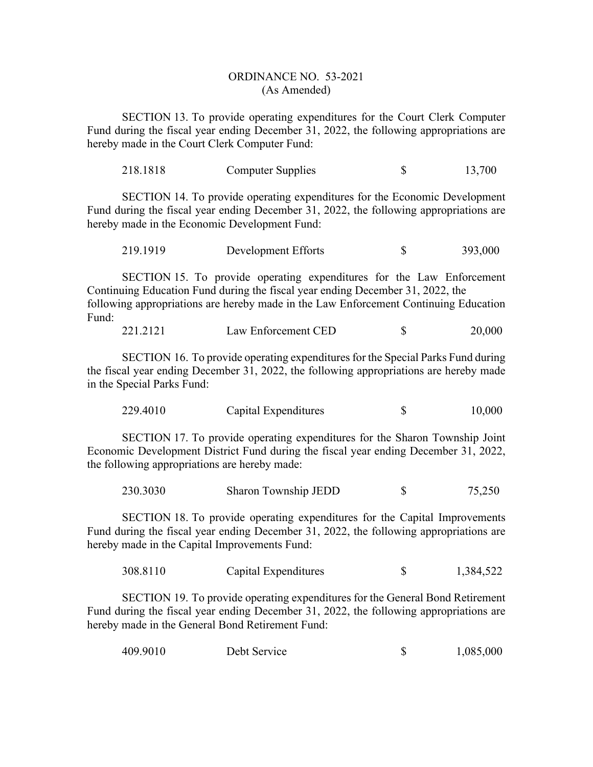ORDINANCE NO. 53-2021
(As Amended)

SECTION 13. To provide operating expenditures for the Court Clerk Computer Fund during the fiscal year ending December 31, 2022, the following appropriations are hereby made in the Court Clerk Computer Fund:

| 218.1818 | Computer Supplies | $ | 13,700 |
|---|---|---|---|

SECTION 14. To provide operating expenditures for the Economic Development Fund during the fiscal year ending December 31, 2022, the following appropriations are hereby made in the Economic Development Fund:

| 219.1919 | Development Efforts | $ | 393,000 |
|---|---|---|---|

SECTION 15. To provide operating expenditures for the Law Enforcement Continuing Education Fund during the fiscal year ending December 31, 2022, the following appropriations are hereby made in the Law Enforcement Continuing Education Fund:

| 221.2121 | Law Enforcement CED | $ | 20,000 |
|---|---|---|---|

SECTION 16. To provide operating expenditures for the Special Parks Fund during the fiscal year ending December 31, 2022, the following appropriations are hereby made in the Special Parks Fund:

| 229.4010 | Capital Expenditures | $ | 10,000 |
|---|---|---|---|

SECTION 17. To provide operating expenditures for the Sharon Township Joint Economic Development District Fund during the fiscal year ending December 31, 2022, the following appropriations are hereby made:

| 230.3030 | Sharon Township JEDD | $ | 75,250 |
|---|---|---|---|

SECTION 18. To provide operating expenditures for the Capital Improvements Fund during the fiscal year ending December 31, 2022, the following appropriations are hereby made in the Capital Improvements Fund:

| 308.8110 | Capital Expenditures | $ | 1,384,522 |
|---|---|---|---|

SECTION 19. To provide operating expenditures for the General Bond Retirement Fund during the fiscal year ending December 31, 2022, the following appropriations are hereby made in the General Bond Retirement Fund:

| 409.9010 | Debt Service | $ | 1,085,000 |
|---|---|---|---|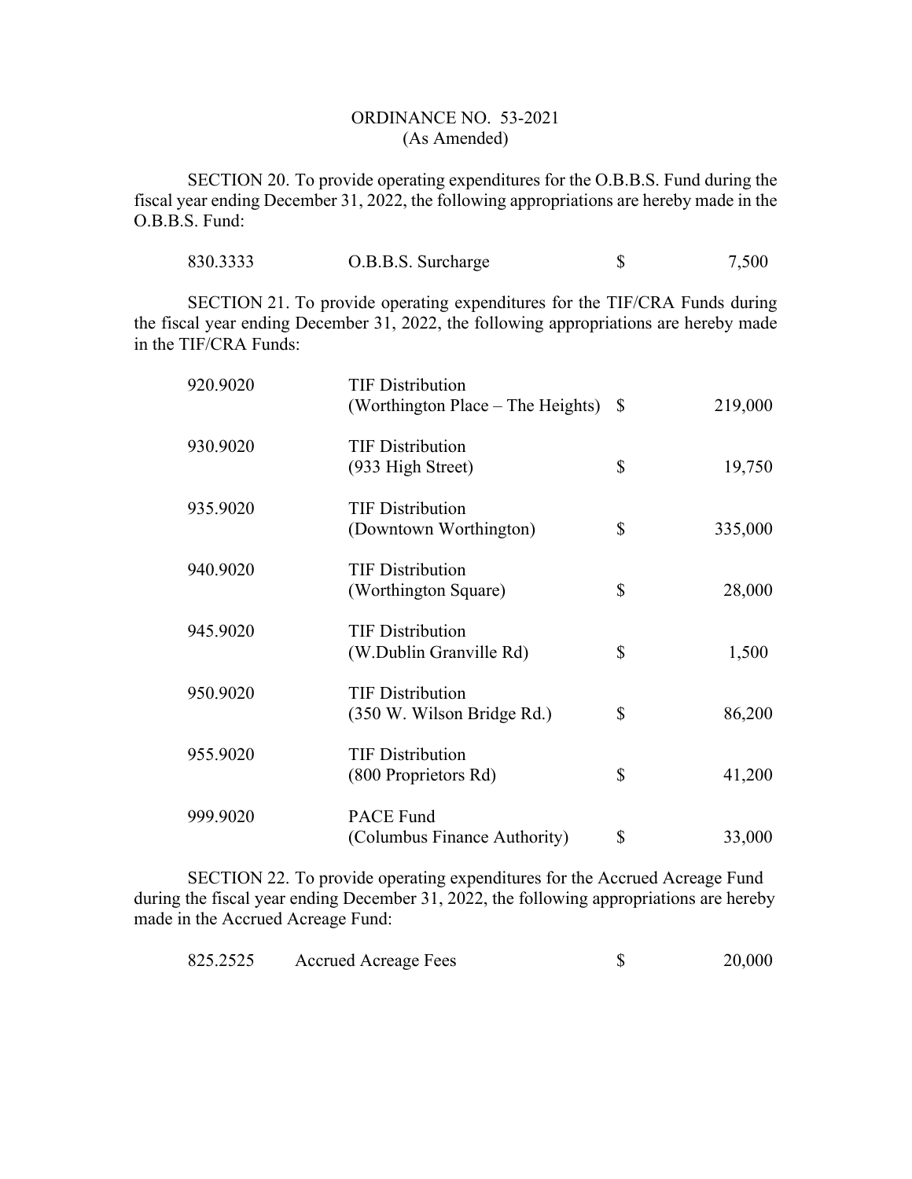ORDINANCE NO. 53-2021
(As Amended)

SECTION 20. To provide operating expenditures for the O.B.B.S. Fund during the fiscal year ending December 31, 2022, the following appropriations are hereby made in the O.B.B.S. Fund:

| | | | |
|---|---|---|---|
| 830.3333 | O.B.B.S. Surcharge | $ | 7,500 |

SECTION 21. To provide operating expenditures for the TIF/CRA Funds during the fiscal year ending December 31, 2022, the following appropriations are hereby made in the TIF/CRA Funds:

| | | | |
|---|---|---|---|
| 920.9020 | TIF Distribution (Worthington Place – The Heights) | $ | 219,000 |
| 930.9020 | TIF Distribution (933 High Street) | $ | 19,750 |
| 935.9020 | TIF Distribution (Downtown Worthington) | $ | 335,000 |
| 940.9020 | TIF Distribution (Worthington Square) | $ | 28,000 |
| 945.9020 | TIF Distribution (W.Dublin Granville Rd) | $ | 1,500 |
| 950.9020 | TIF Distribution (350 W. Wilson Bridge Rd.) | $ | 86,200 |
| 955.9020 | TIF Distribution (800 Proprietors Rd) | $ | 41,200 |
| 999.9020 | PACE Fund (Columbus Finance Authority) | $ | 33,000 |

SECTION 22. To provide operating expenditures for the Accrued Acreage Fund during the fiscal year ending December 31, 2022, the following appropriations are hereby made in the Accrued Acreage Fund:

| | | | |
|---|---|---|---|
| 825.2525 | Accrued Acreage Fees | $ | 20,000 |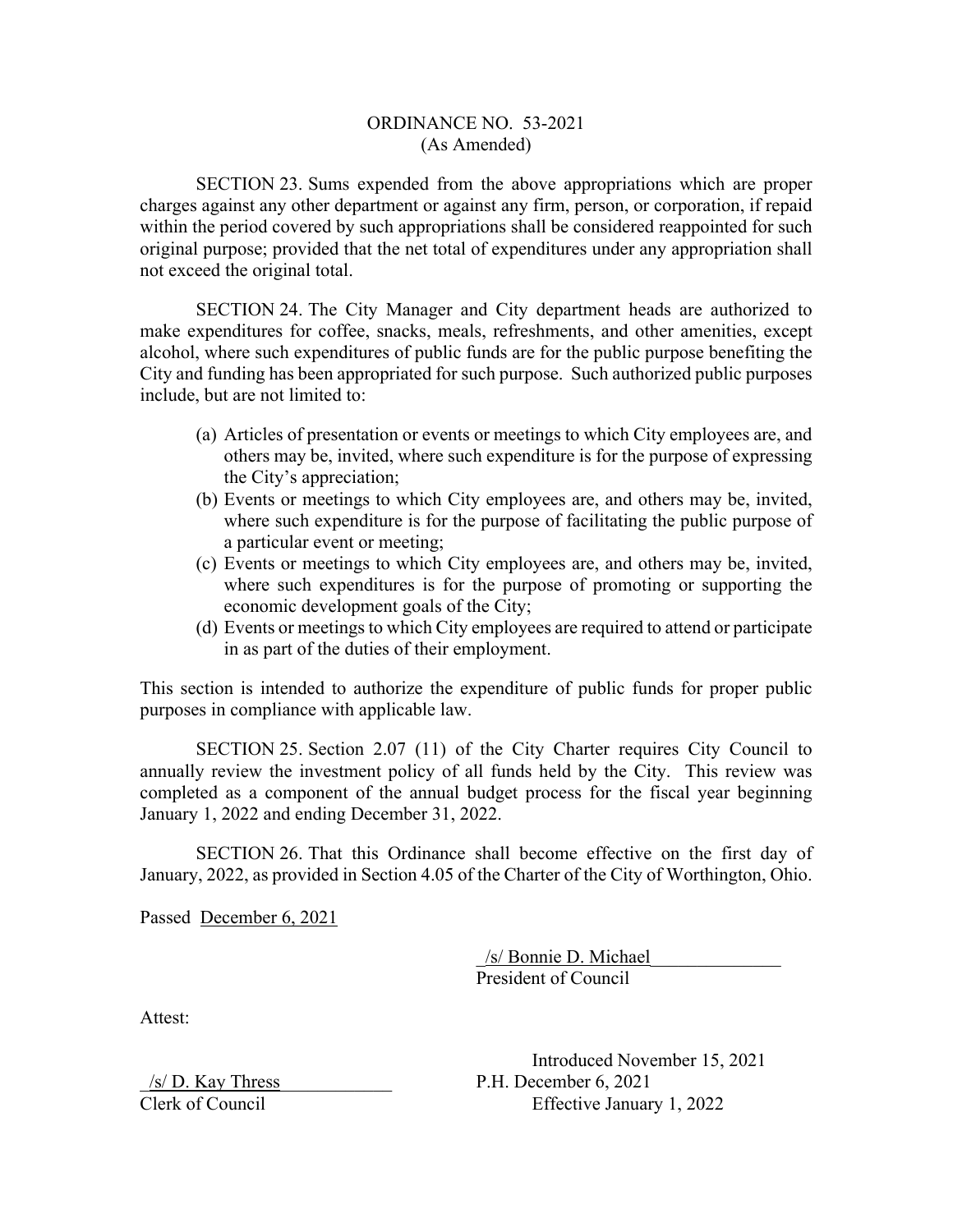ORDINANCE NO. 53-2021
(As Amended)

SECTION 23. Sums expended from the above appropriations which are proper charges against any other department or against any firm, person, or corporation, if repaid within the period covered by such appropriations shall be considered reappointed for such original purpose; provided that the net total of expenditures under any appropriation shall not exceed the original total.

SECTION 24. The City Manager and City department heads are authorized to make expenditures for coffee, snacks, meals, refreshments, and other amenities, except alcohol, where such expenditures of public funds are for the public purpose benefiting the City and funding has been appropriated for such purpose. Such authorized public purposes include, but are not limited to:

(a) Articles of presentation or events or meetings to which City employees are, and others may be, invited, where such expenditure is for the purpose of expressing the City's appreciation;
(b) Events or meetings to which City employees are, and others may be, invited, where such expenditure is for the purpose of facilitating the public purpose of a particular event or meeting;
(c) Events or meetings to which City employees are, and others may be, invited, where such expenditures is for the purpose of promoting or supporting the economic development goals of the City;
(d) Events or meetings to which City employees are required to attend or participate in as part of the duties of their employment.

This section is intended to authorize the expenditure of public funds for proper public purposes in compliance with applicable law.

SECTION 25. Section 2.07 (11) of the City Charter requires City Council to annually review the investment policy of all funds held by the City. This review was completed as a component of the annual budget process for the fiscal year beginning January 1, 2022 and ending December 31, 2022.

SECTION 26. That this Ordinance shall become effective on the first day of January, 2022, as provided in Section 4.05 of the Charter of the City of Worthington, Ohio.

Passed December 6, 2021

/s/ Bonnie D. Michael
President of Council

Attest:

/s/ D. Kay Thress
Clerk of Council

Introduced November 15, 2021
P.H. December 6, 2021
Effective January 1, 2022